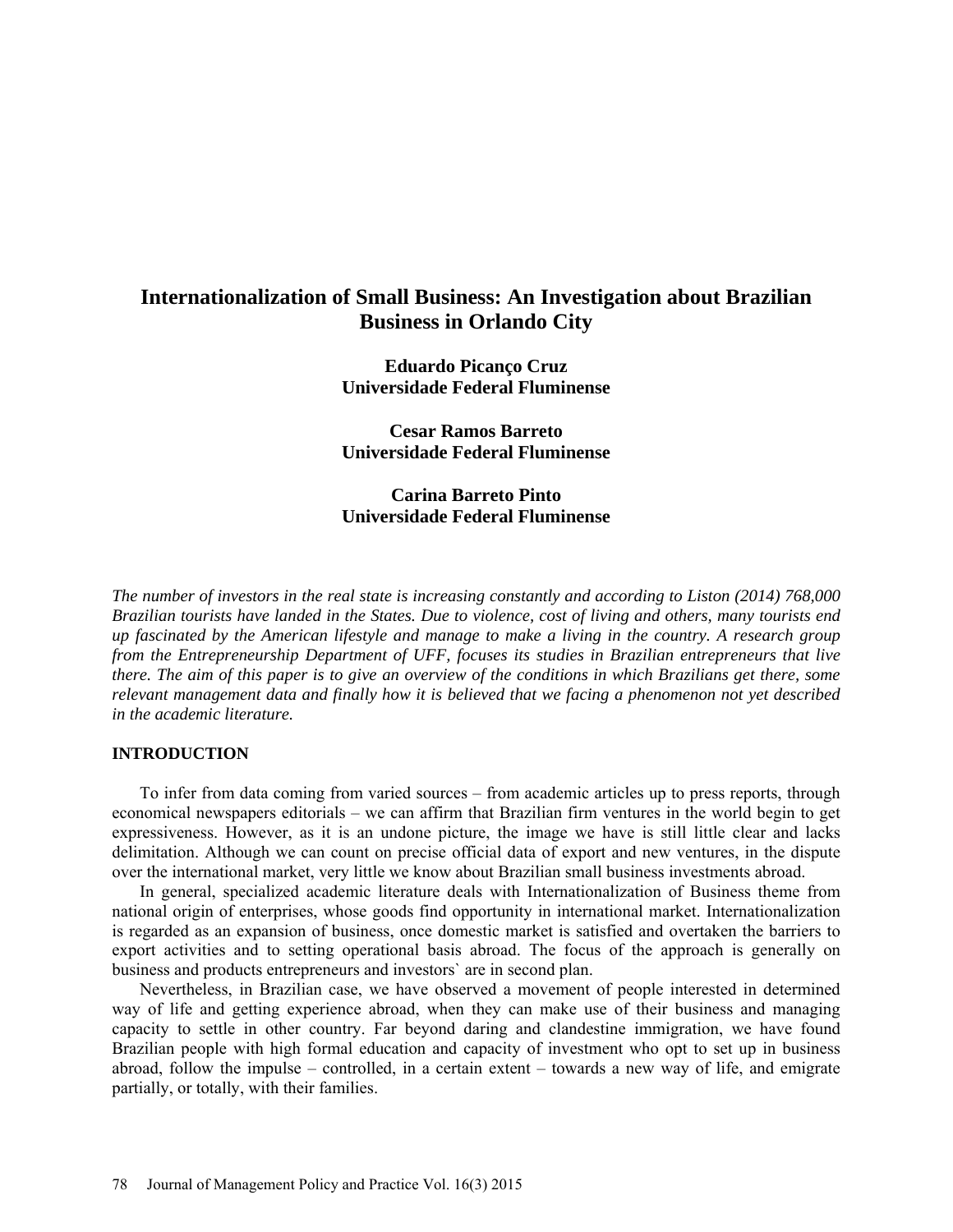# Internationalization of Small Business: An Investigation about Brazilian Business in Orlando City

**Eduardo Picanço Cruz**
**Universidade Federal Fluminense**

**Cesar Ramos Barreto**
**Universidade Federal Fluminense**

**Carina Barreto Pinto**
**Universidade Federal Fluminense**

*The number of investors in the real state is increasing constantly and according to Liston (2014) 768,000 Brazilian tourists have landed in the States. Due to violence, cost of living and others, many tourists end up fascinated by the American lifestyle and manage to make a living in the country. A research group from the Entrepreneurship Department of UFF, focuses its studies in Brazilian entrepreneurs that live there. The aim of this paper is to give an overview of the conditions in which Brazilians get there, some relevant management data and finally how it is believed that we facing a phenomenon not yet described in the academic literature.*

## INTRODUCTION

To infer from data coming from varied sources – from academic articles up to press reports, through economical newspapers editorials – we can affirm that Brazilian firm ventures in the world begin to get expressiveness. However, as it is an undone picture, the image we have is still little clear and lacks delimitation. Although we can count on precise official data of export and new ventures, in the dispute over the international market, very little we know about Brazilian small business investments abroad.

In general, specialized academic literature deals with Internationalization of Business theme from national origin of enterprises, whose goods find opportunity in international market. Internationalization is regarded as an expansion of business, once domestic market is satisfied and overtaken the barriers to export activities and to setting operational basis abroad. The focus of the approach is generally on business and products entrepreneurs and investors` are in second plan.

Nevertheless, in Brazilian case, we have observed a movement of people interested in determined way of life and getting experience abroad, when they can make use of their business and managing capacity to settle in other country. Far beyond daring and clandestine immigration, we have found Brazilian people with high formal education and capacity of investment who opt to set up in business abroad, follow the impulse – controlled, in a certain extent – towards a new way of life, and emigrate partially, or totally, with their families.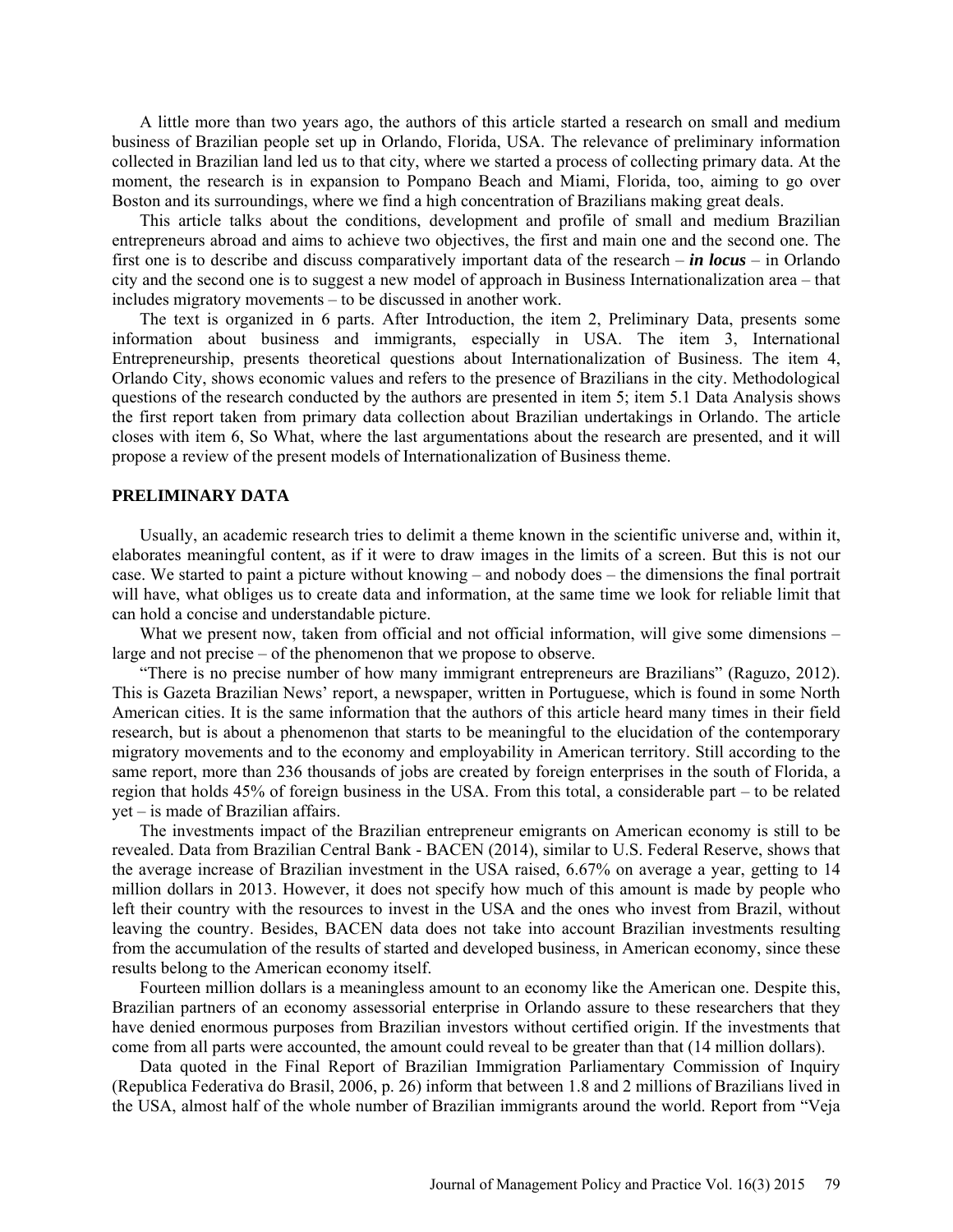A little more than two years ago, the authors of this article started a research on small and medium business of Brazilian people set up in Orlando, Florida, USA. The relevance of preliminary information collected in Brazilian land led us to that city, where we started a process of collecting primary data. At the moment, the research is in expansion to Pompano Beach and Miami, Florida, too, aiming to go over Boston and its surroundings, where we find a high concentration of Brazilians making great deals.

This article talks about the conditions, development and profile of small and medium Brazilian entrepreneurs abroad and aims to achieve two objectives, the first and main one and the second one. The first one is to describe and discuss comparatively important data of the research – ***in locus*** – in Orlando city and the second one is to suggest a new model of approach in Business Internationalization area – that includes migratory movements – to be discussed in another work.

The text is organized in 6 parts. After Introduction, the item 2, Preliminary Data, presents some information about business and immigrants, especially in USA. The item 3, International Entrepreneurship, presents theoretical questions about Internationalization of Business. The item 4, Orlando City, shows economic values and refers to the presence of Brazilians in the city. Methodological questions of the research conducted by the authors are presented in item 5; item 5.1 Data Analysis shows the first report taken from primary data collection about Brazilian undertakings in Orlando. The article closes with item 6, So What, where the last argumentations about the research are presented, and it will propose a review of the present models of Internationalization of Business theme.

## PRELIMINARY DATA

Usually, an academic research tries to delimit a theme known in the scientific universe and, within it, elaborates meaningful content, as if it were to draw images in the limits of a screen. But this is not our case. We started to paint a picture without knowing – and nobody does – the dimensions the final portrait will have, what obliges us to create data and information, at the same time we look for reliable limit that can hold a concise and understandable picture.

What we present now, taken from official and not official information, will give some dimensions – large and not precise – of the phenomenon that we propose to observe.

"There is no precise number of how many immigrant entrepreneurs are Brazilians" (Raguzo, 2012). This is Gazeta Brazilian News' report, a newspaper, written in Portuguese, which is found in some North American cities. It is the same information that the authors of this article heard many times in their field research, but is about a phenomenon that starts to be meaningful to the elucidation of the contemporary migratory movements and to the economy and employability in American territory. Still according to the same report, more than 236 thousands of jobs are created by foreign enterprises in the south of Florida, a region that holds 45% of foreign business in the USA. From this total, a considerable part – to be related yet – is made of Brazilian affairs.

The investments impact of the Brazilian entrepreneur emigrants on American economy is still to be revealed. Data from Brazilian Central Bank - BACEN (2014), similar to U.S. Federal Reserve, shows that the average increase of Brazilian investment in the USA raised, 6.67% on average a year, getting to 14 million dollars in 2013. However, it does not specify how much of this amount is made by people who left their country with the resources to invest in the USA and the ones who invest from Brazil, without leaving the country. Besides, BACEN data does not take into account Brazilian investments resulting from the accumulation of the results of started and developed business, in American economy, since these results belong to the American economy itself.

Fourteen million dollars is a meaningless amount to an economy like the American one. Despite this, Brazilian partners of an economy assessorial enterprise in Orlando assure to these researchers that they have denied enormous purposes from Brazilian investors without certified origin. If the investments that come from all parts were accounted, the amount could reveal to be greater than that (14 million dollars).

Data quoted in the Final Report of Brazilian Immigration Parliamentary Commission of Inquiry (Republica Federativa do Brasil, 2006, p. 26) inform that between 1.8 and 2 millions of Brazilians lived in the USA, almost half of the whole number of Brazilian immigrants around the world. Report from "Veja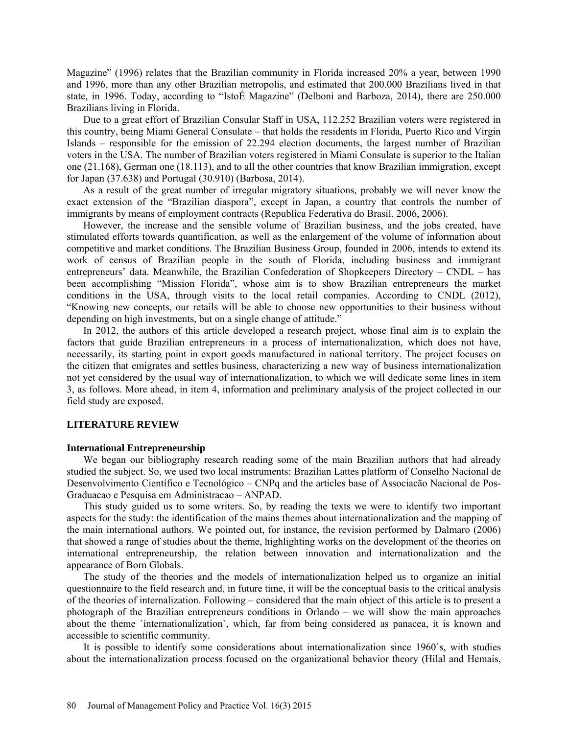Magazine" (1996) relates that the Brazilian community in Florida increased 20% a year, between 1990 and 1996, more than any other Brazilian metropolis, and estimated that 200.000 Brazilians lived in that state, in 1996. Today, according to "IstoÉ Magazine" (Delboni and Barboza, 2014), there are 250.000 Brazilians living in Florida.

Due to a great effort of Brazilian Consular Staff in USA, 112.252 Brazilian voters were registered in this country, being Miami General Consulate – that holds the residents in Florida, Puerto Rico and Virgin Islands – responsible for the emission of 22.294 election documents, the largest number of Brazilian voters in the USA. The number of Brazilian voters registered in Miami Consulate is superior to the Italian one (21.168), German one (18.113), and to all the other countries that know Brazilian immigration, except for Japan (37.638) and Portugal (30.910) (Barbosa, 2014).

As a result of the great number of irregular migratory situations, probably we will never know the exact extension of the "Brazilian diaspora", except in Japan, a country that controls the number of immigrants by means of employment contracts (Republica Federativa do Brasil, 2006, 2006).

However, the increase and the sensible volume of Brazilian business, and the jobs created, have stimulated efforts towards quantification, as well as the enlargement of the volume of information about competitive and market conditions. The Brazilian Business Group, founded in 2006, intends to extend its work of census of Brazilian people in the south of Florida, including business and immigrant entrepreneurs' data. Meanwhile, the Brazilian Confederation of Shopkeepers Directory – CNDL – has been accomplishing "Mission Florida", whose aim is to show Brazilian entrepreneurs the market conditions in the USA, through visits to the local retail companies. According to CNDL (2012), "Knowing new concepts, our retails will be able to choose new opportunities to their business without depending on high investments, but on a single change of attitude."

In 2012, the authors of this article developed a research project, whose final aim is to explain the factors that guide Brazilian entrepreneurs in a process of internationalization, which does not have, necessarily, its starting point in export goods manufactured in national territory. The project focuses on the citizen that emigrates and settles business, characterizing a new way of business internationalization not yet considered by the usual way of internationalization, to which we will dedicate some lines in item 3, as follows. More ahead, in item 4, information and preliminary analysis of the project collected in our field study are exposed.

## LITERATURE REVIEW

### International Entrepreneurship

We began our bibliography research reading some of the main Brazilian authors that had already studied the subject. So, we used two local instruments: Brazilian Lattes platform of Conselho Nacional de Desenvolvimento Científico e Tecnológico – CNPq and the articles base of Associacão Nacional de Pos-Graduacao e Pesquisa em Administracao – ANPAD.

This study guided us to some writers. So, by reading the texts we were to identify two important aspects for the study: the identification of the mains themes about internationalization and the mapping of the main international authors. We pointed out, for instance, the revision performed by Dalmaro (2006) that showed a range of studies about the theme, highlighting works on the development of the theories on international entrepreneurship, the relation between innovation and internationalization and the appearance of Born Globals.

The study of the theories and the models of internationalization helped us to organize an initial questionnaire to the field research and, in future time, it will be the conceptual basis to the critical analysis of the theories of internalization. Following – considered that the main object of this article is to present a photograph of the Brazilian entrepreneurs conditions in Orlando – we will show the main approaches about the theme `internationalization`, which, far from being considered as panacea, it is known and accessible to scientific community.

It is possible to identify some considerations about internationalization since 1960`s, with studies about the internationalization process focused on the organizational behavior theory (Hilal and Hemais,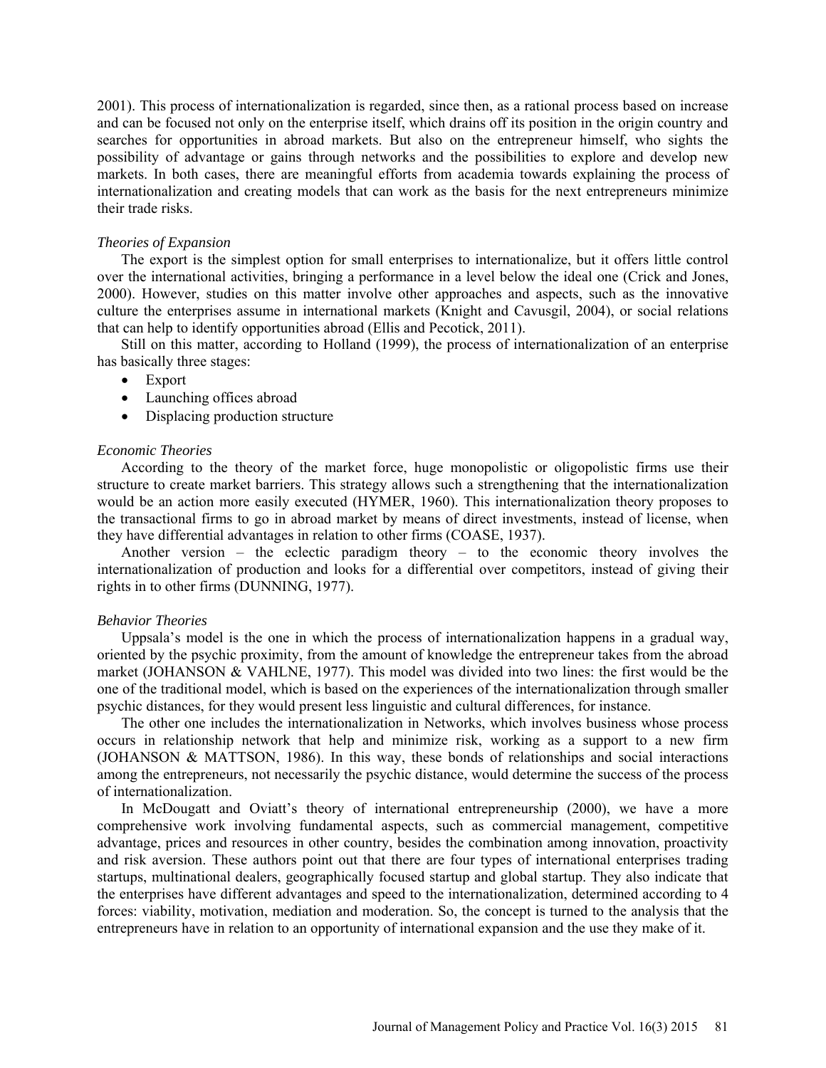2001). This process of internationalization is regarded, since then, as a rational process based on increase and can be focused not only on the enterprise itself, which drains off its position in the origin country and searches for opportunities in abroad markets. But also on the entrepreneur himself, who sights the possibility of advantage or gains through networks and the possibilities to explore and develop new markets. In both cases, there are meaningful efforts from academia towards explaining the process of internationalization and creating models that can work as the basis for the next entrepreneurs minimize their trade risks.

*Theories of Expansion*

The export is the simplest option for small enterprises to internationalize, but it offers little control over the international activities, bringing a performance in a level below the ideal one (Crick and Jones, 2000). However, studies on this matter involve other approaches and aspects, such as the innovative culture the enterprises assume in international markets (Knight and Cavusgil, 2004), or social relations that can help to identify opportunities abroad (Ellis and Pecotick, 2011).

Still on this matter, according to Holland (1999), the process of internationalization of an enterprise has basically three stages:

- Export
- Launching offices abroad
- Displacing production structure

*Economic Theories*

According to the theory of the market force, huge monopolistic or oligopolistic firms use their structure to create market barriers. This strategy allows such a strengthening that the internationalization would be an action more easily executed (HYMER, 1960). This internationalization theory proposes to the transactional firms to go in abroad market by means of direct investments, instead of license, when they have differential advantages in relation to other firms (COASE, 1937).

Another version – the eclectic paradigm theory – to the economic theory involves the internationalization of production and looks for a differential over competitors, instead of giving their rights in to other firms (DUNNING, 1977).

*Behavior Theories*

Uppsala's model is the one in which the process of internationalization happens in a gradual way, oriented by the psychic proximity, from the amount of knowledge the entrepreneur takes from the abroad market (JOHANSON & VAHLNE, 1977). This model was divided into two lines: the first would be the one of the traditional model, which is based on the experiences of the internationalization through smaller psychic distances, for they would present less linguistic and cultural differences, for instance.

The other one includes the internationalization in Networks, which involves business whose process occurs in relationship network that help and minimize risk, working as a support to a new firm (JOHANSON & MATTSON, 1986). In this way, these bonds of relationships and social interactions among the entrepreneurs, not necessarily the psychic distance, would determine the success of the process of internationalization.

In McDougatt and Oviatt's theory of international entrepreneurship (2000), we have a more comprehensive work involving fundamental aspects, such as commercial management, competitive advantage, prices and resources in other country, besides the combination among innovation, proactivity and risk aversion. These authors point out that there are four types of international enterprises trading startups, multinational dealers, geographically focused startup and global startup. They also indicate that the enterprises have different advantages and speed to the internationalization, determined according to 4 forces: viability, motivation, mediation and moderation. So, the concept is turned to the analysis that the entrepreneurs have in relation to an opportunity of international expansion and the use they make of it.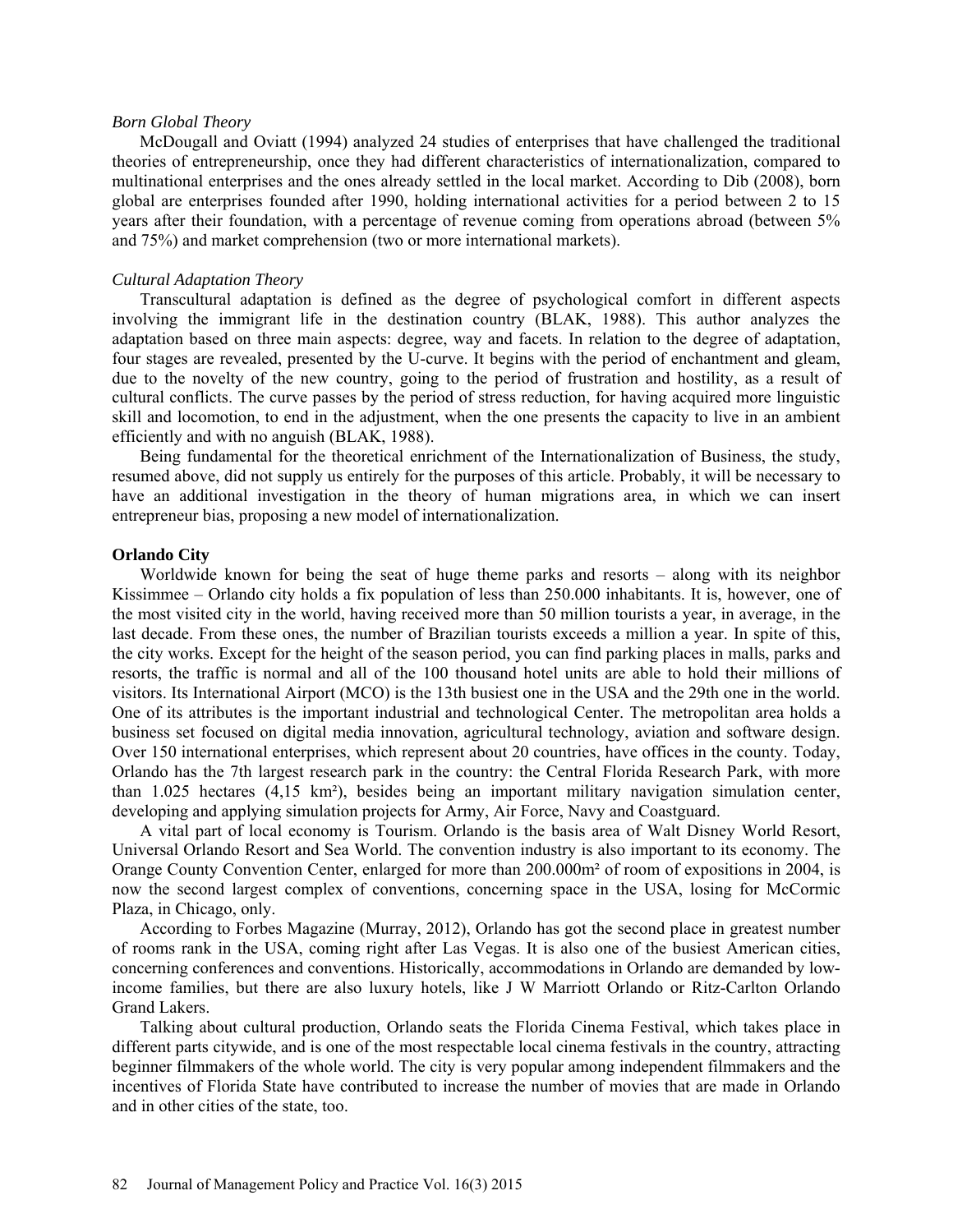*Born Global Theory*

McDougall and Oviatt (1994) analyzed 24 studies of enterprises that have challenged the traditional theories of entrepreneurship, once they had different characteristics of internationalization, compared to multinational enterprises and the ones already settled in the local market. According to Dib (2008), born global are enterprises founded after 1990, holding international activities for a period between 2 to 15 years after their foundation, with a percentage of revenue coming from operations abroad (between 5% and 75%) and market comprehension (two or more international markets).

*Cultural Adaptation Theory*

Transcultural adaptation is defined as the degree of psychological comfort in different aspects involving the immigrant life in the destination country (BLAK, 1988). This author analyzes the adaptation based on three main aspects: degree, way and facets. In relation to the degree of adaptation, four stages are revealed, presented by the U-curve. It begins with the period of enchantment and gleam, due to the novelty of the new country, going to the period of frustration and hostility, as a result of cultural conflicts. The curve passes by the period of stress reduction, for having acquired more linguistic skill and locomotion, to end in the adjustment, when the one presents the capacity to live in an ambient efficiently and with no anguish (BLAK, 1988).

Being fundamental for the theoretical enrichment of the Internationalization of Business, the study, resumed above, did not supply us entirely for the purposes of this article. Probably, it will be necessary to have an additional investigation in the theory of human migrations area, in which we can insert entrepreneur bias, proposing a new model of internationalization.

**Orlando City**

Worldwide known for being the seat of huge theme parks and resorts – along with its neighbor Kissimmee – Orlando city holds a fix population of less than 250.000 inhabitants. It is, however, one of the most visited city in the world, having received more than 50 million tourists a year, in average, in the last decade. From these ones, the number of Brazilian tourists exceeds a million a year. In spite of this, the city works. Except for the height of the season period, you can find parking places in malls, parks and resorts, the traffic is normal and all of the 100 thousand hotel units are able to hold their millions of visitors. Its International Airport (MCO) is the 13th busiest one in the USA and the 29th one in the world. One of its attributes is the important industrial and technological Center. The metropolitan area holds a business set focused on digital media innovation, agricultural technology, aviation and software design. Over 150 international enterprises, which represent about 20 countries, have offices in the county. Today, Orlando has the 7th largest research park in the country: the Central Florida Research Park, with more than 1.025 hectares (4,15 km²), besides being an important military navigation simulation center, developing and applying simulation projects for Army, Air Force, Navy and Coastguard.

A vital part of local economy is Tourism. Orlando is the basis area of Walt Disney World Resort, Universal Orlando Resort and Sea World. The convention industry is also important to its economy. The Orange County Convention Center, enlarged for more than 200.000m² of room of expositions in 2004, is now the second largest complex of conventions, concerning space in the USA, losing for McCormic Plaza, in Chicago, only.

According to Forbes Magazine (Murray, 2012), Orlando has got the second place in greatest number of rooms rank in the USA, coming right after Las Vegas. It is also one of the busiest American cities, concerning conferences and conventions. Historically, accommodations in Orlando are demanded by low-income families, but there are also luxury hotels, like J W Marriott Orlando or Ritz-Carlton Orlando Grand Lakers.

Talking about cultural production, Orlando seats the Florida Cinema Festival, which takes place in different parts citywide, and is one of the most respectable local cinema festivals in the country, attracting beginner filmmakers of the whole world. The city is very popular among independent filmmakers and the incentives of Florida State have contributed to increase the number of movies that are made in Orlando and in other cities of the state, too.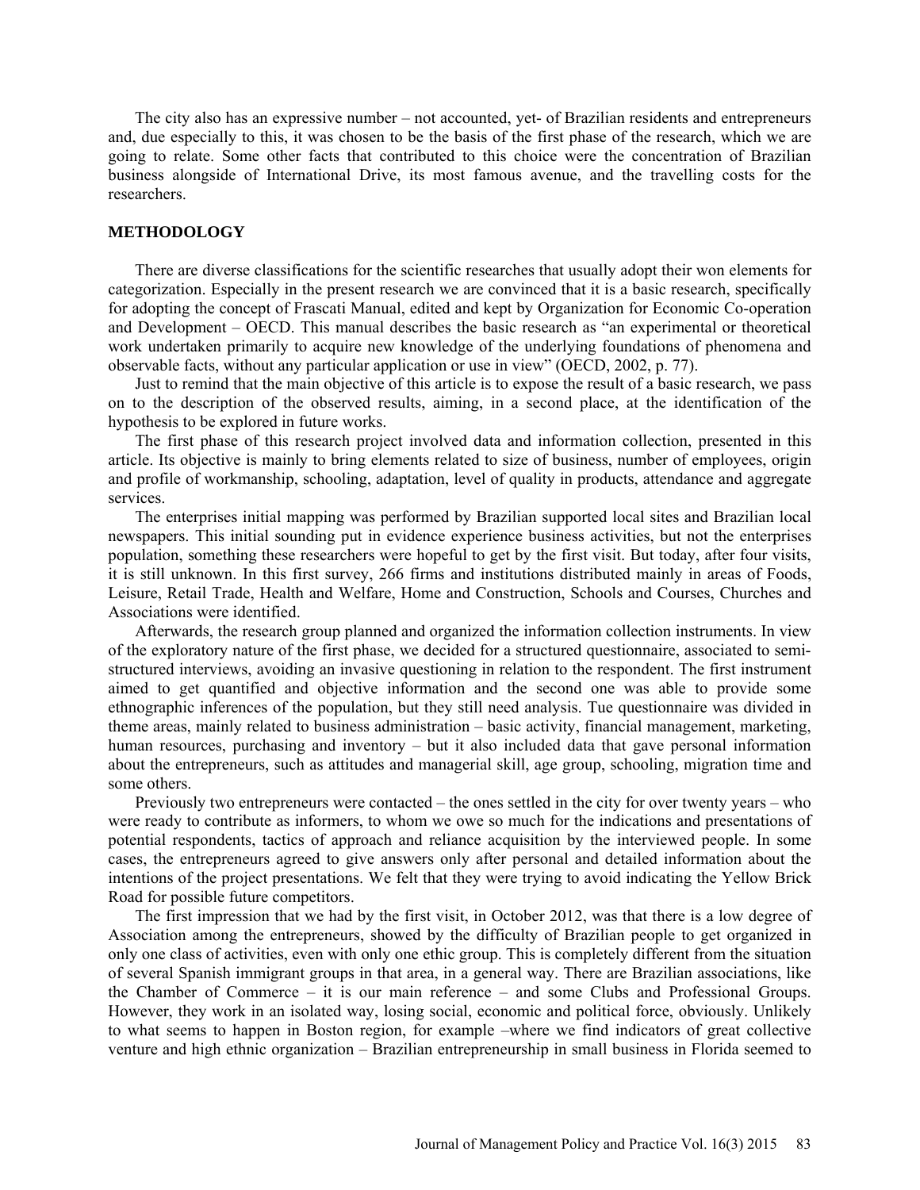The city also has an expressive number – not accounted, yet- of Brazilian residents and entrepreneurs and, due especially to this, it was chosen to be the basis of the first phase of the research, which we are going to relate. Some other facts that contributed to this choice were the concentration of Brazilian business alongside of International Drive, its most famous avenue, and the travelling costs for the researchers.

## METHODOLOGY

There are diverse classifications for the scientific researches that usually adopt their won elements for categorization. Especially in the present research we are convinced that it is a basic research, specifically for adopting the concept of Frascati Manual, edited and kept by Organization for Economic Co-operation and Development – OECD. This manual describes the basic research as "an experimental or theoretical work undertaken primarily to acquire new knowledge of the underlying foundations of phenomena and observable facts, without any particular application or use in view" (OECD, 2002, p. 77).

Just to remind that the main objective of this article is to expose the result of a basic research, we pass on to the description of the observed results, aiming, in a second place, at the identification of the hypothesis to be explored in future works.

The first phase of this research project involved data and information collection, presented in this article. Its objective is mainly to bring elements related to size of business, number of employees, origin and profile of workmanship, schooling, adaptation, level of quality in products, attendance and aggregate services.

The enterprises initial mapping was performed by Brazilian supported local sites and Brazilian local newspapers. This initial sounding put in evidence experience business activities, but not the enterprises population, something these researchers were hopeful to get by the first visit. But today, after four visits, it is still unknown. In this first survey, 266 firms and institutions distributed mainly in areas of Foods, Leisure, Retail Trade, Health and Welfare, Home and Construction, Schools and Courses, Churches and Associations were identified.

Afterwards, the research group planned and organized the information collection instruments. In view of the exploratory nature of the first phase, we decided for a structured questionnaire, associated to semi-structured interviews, avoiding an invasive questioning in relation to the respondent. The first instrument aimed to get quantified and objective information and the second one was able to provide some ethnographic inferences of the population, but they still need analysis. Tue questionnaire was divided in theme areas, mainly related to business administration – basic activity, financial management, marketing, human resources, purchasing and inventory – but it also included data that gave personal information about the entrepreneurs, such as attitudes and managerial skill, age group, schooling, migration time and some others.

Previously two entrepreneurs were contacted – the ones settled in the city for over twenty years – who were ready to contribute as informers, to whom we owe so much for the indications and presentations of potential respondents, tactics of approach and reliance acquisition by the interviewed people. In some cases, the entrepreneurs agreed to give answers only after personal and detailed information about the intentions of the project presentations. We felt that they were trying to avoid indicating the Yellow Brick Road for possible future competitors.

The first impression that we had by the first visit, in October 2012, was that there is a low degree of Association among the entrepreneurs, showed by the difficulty of Brazilian people to get organized in only one class of activities, even with only one ethic group. This is completely different from the situation of several Spanish immigrant groups in that area, in a general way. There are Brazilian associations, like the Chamber of Commerce – it is our main reference – and some Clubs and Professional Groups. However, they work in an isolated way, losing social, economic and political force, obviously. Unlikely to what seems to happen in Boston region, for example –where we find indicators of great collective venture and high ethnic organization – Brazilian entrepreneurship in small business in Florida seemed to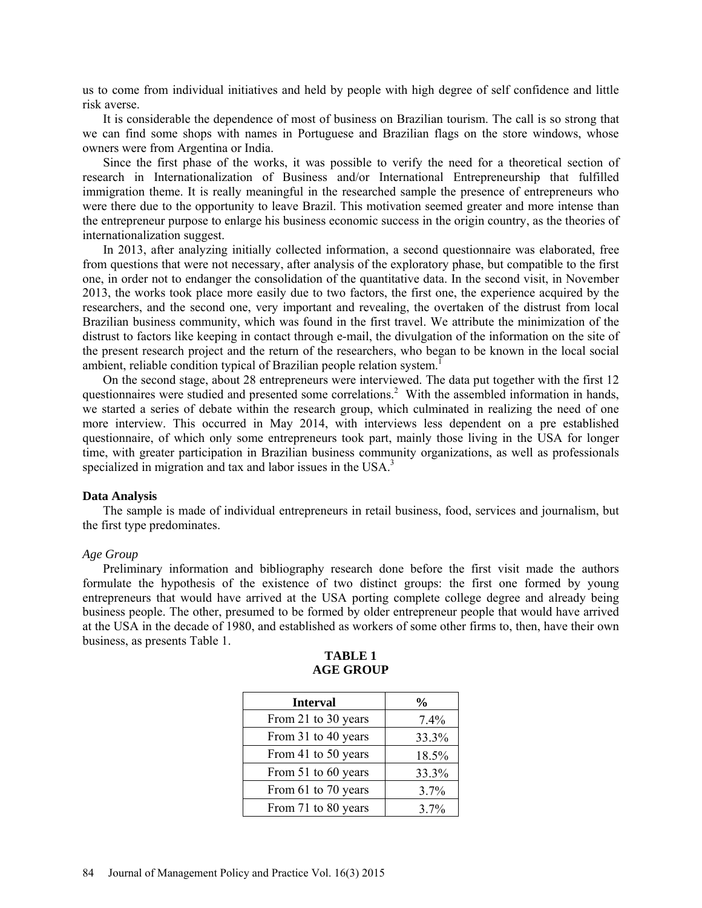us to come from individual initiatives and held by people with high degree of self confidence and little risk averse.

It is considerable the dependence of most of business on Brazilian tourism. The call is so strong that we can find some shops with names in Portuguese and Brazilian flags on the store windows, whose owners were from Argentina or India.

Since the first phase of the works, it was possible to verify the need for a theoretical section of research in Internationalization of Business and/or International Entrepreneurship that fulfilled immigration theme. It is really meaningful in the researched sample the presence of entrepreneurs who were there due to the opportunity to leave Brazil. This motivation seemed greater and more intense than the entrepreneur purpose to enlarge his business economic success in the origin country, as the theories of internationalization suggest.

In 2013, after analyzing initially collected information, a second questionnaire was elaborated, free from questions that were not necessary, after analysis of the exploratory phase, but compatible to the first one, in order not to endanger the consolidation of the quantitative data. In the second visit, in November 2013, the works took place more easily due to two factors, the first one, the experience acquired by the researchers, and the second one, very important and revealing, the overtaken of the distrust from local Brazilian business community, which was found in the first travel. We attribute the minimization of the distrust to factors like keeping in contact through e-mail, the divulgation of the information on the site of the present research project and the return of the researchers, who began to be known in the local social ambient, reliable condition typical of Brazilian people relation system.[1]

On the second stage, about 28 entrepreneurs were interviewed. The data put together with the first 12 questionnaires were studied and presented some correlations.[2] With the assembled information in hands, we started a series of debate within the research group, which culminated in realizing the need of one more interview. This occurred in May 2014, with interviews less dependent on a pre established questionnaire, of which only some entrepreneurs took part, mainly those living in the USA for longer time, with greater participation in Brazilian business community organizations, as well as professionals specialized in migration and tax and labor issues in the USA.[3]

## Data Analysis

The sample is made of individual entrepreneurs in retail business, food, services and journalism, but the first type predominates.

*Age Group*

Preliminary information and bibliography research done before the first visit made the authors formulate the hypothesis of the existence of two distinct groups: the first one formed by young entrepreneurs that would have arrived at the USA porting complete college degree and already being business people. The other, presumed to be formed by older entrepreneur people that would have arrived at the USA in the decade of 1980, and established as workers of some other firms to, then, have their own business, as presents Table 1.

**TABLE 1**
**AGE GROUP**

| Interval | % |
|---|---|
| From 21 to 30 years | 7.4% |
| From 31 to 40 years | 33.3% |
| From 41 to 50 years | 18.5% |
| From 51 to 60 years | 33.3% |
| From 61 to 70 years | 3.7% |
| From 71 to 80 years | 3.7% |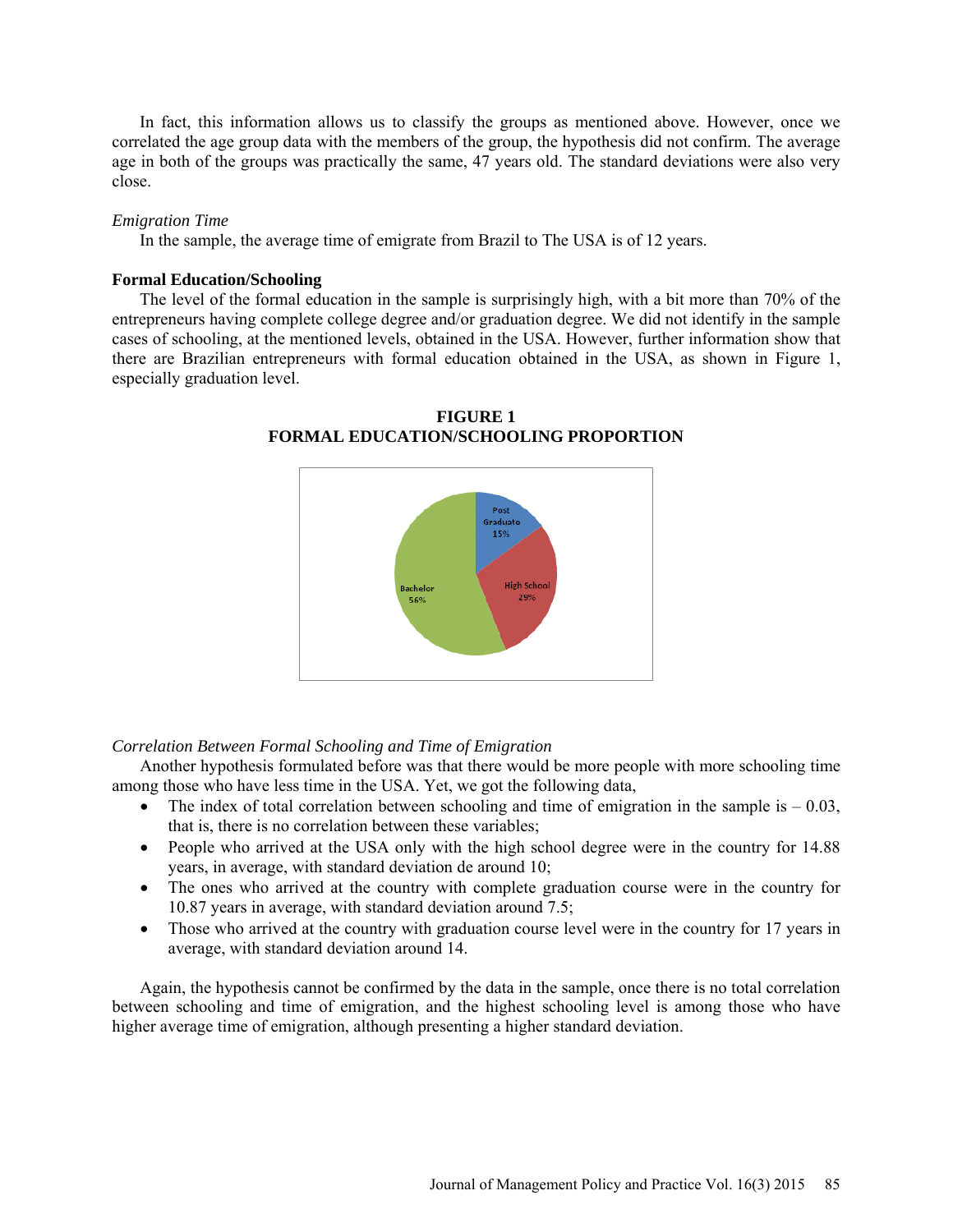In fact, this information allows us to classify the groups as mentioned above. However, once we correlated the age group data with the members of the group, the hypothesis did not confirm. The average age in both of the groups was practically the same, 47 years old. The standard deviations were also very close.

*Emigration Time*

In the sample, the average time of emigrate from Brazil to The USA is of 12 years.

**Formal Education/Schooling**

The level of the formal education in the sample is surprisingly high, with a bit more than 70% of the entrepreneurs having complete college degree and/or graduation degree. We did not identify in the sample cases of schooling, at the mentioned levels, obtained in the USA. However, further information show that there are Brazilian entrepreneurs with formal education obtained in the USA, as shown in Figure 1, especially graduation level.

**FIGURE 1**
**FORMAL EDUCATION/SCHOOLING PROPORTION**

Post Graduate 15%
High School 29%
Bachelor 56%

*Correlation Between Formal Schooling and Time of Emigration*

Another hypothesis formulated before was that there would be more people with more schooling time among those who have less time in the USA. Yet, we got the following data,

- The index of total correlation between schooling and time of emigration in the sample is – 0.03, that is, there is no correlation between these variables;
- People who arrived at the USA only with the high school degree were in the country for 14.88 years, in average, with standard deviation de around 10;
- The ones who arrived at the country with complete graduation course were in the country for 10.87 years in average, with standard deviation around 7.5;
- Those who arrived at the country with graduation course level were in the country for 17 years in average, with standard deviation around 14.

Again, the hypothesis cannot be confirmed by the data in the sample, once there is no total correlation between schooling and time of emigration, and the highest schooling level is among those who have higher average time of emigration, although presenting a higher standard deviation.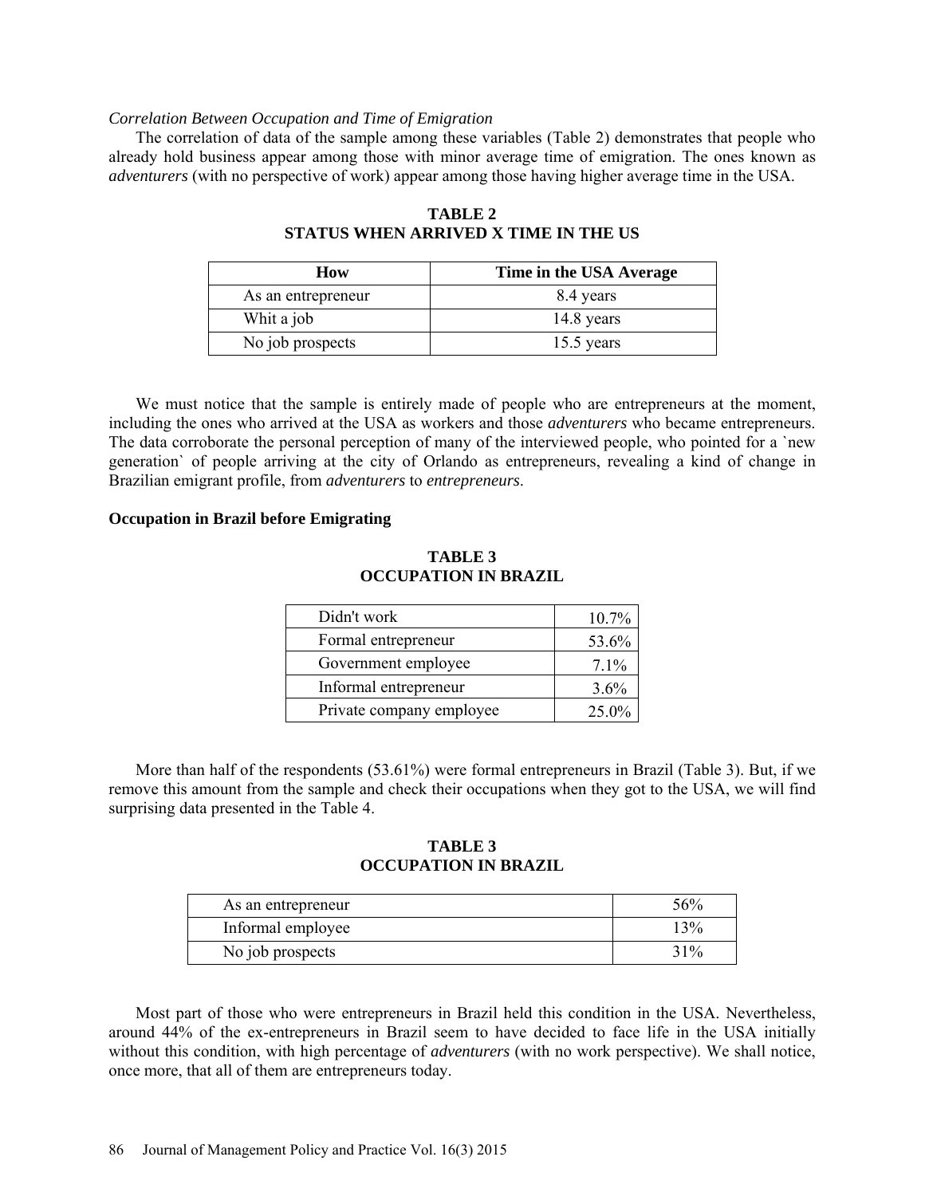*Correlation Between Occupation and Time of Emigration*

The correlation of data of the sample among these variables (Table 2) demonstrates that people who already hold business appear among those with minor average time of emigration. The ones known as *adventurers* (with no perspective of work) appear among those having higher average time in the USA.

**TABLE 2**
**STATUS WHEN ARRIVED X TIME IN THE US**

| How | Time in the USA Average |
|---|---|
| As an entrepreneur | 8.4 years |
| Whit a job | 14.8 years |
| No job prospects | 15.5 years |

We must notice that the sample is entirely made of people who are entrepreneurs at the moment, including the ones who arrived at the USA as workers and those *adventurers* who became entrepreneurs. The data corroborate the personal perception of many of the interviewed people, who pointed for a `new generation` of people arriving at the city of Orlando as entrepreneurs, revealing a kind of change in Brazilian emigrant profile, from *adventurers* to *entrepreneurs*.

**Occupation in Brazil before Emigrating**

**TABLE 3**
**OCCUPATION IN BRAZIL**

| | |
|---|---|
| Didn't work | 10.7% |
| Formal entrepreneur | 53.6% |
| Government employee | 7.1% |
| Informal entrepreneur | 3.6% |
| Private company employee | 25.0% |

More than half of the respondents (53.61%) were formal entrepreneurs in Brazil (Table 3). But, if we remove this amount from the sample and check their occupations when they got to the USA, we will find surprising data presented in the Table 4.

**TABLE 3**
**OCCUPATION IN BRAZIL**

| | |
|---|---|
| As an entrepreneur | 56% |
| Informal employee | 13% |
| No job prospects | 31% |

Most part of those who were entrepreneurs in Brazil held this condition in the USA. Nevertheless, around 44% of the ex-entrepreneurs in Brazil seem to have decided to face life in the USA initially without this condition, with high percentage of *adventurers* (with no work perspective). We shall notice, once more, that all of them are entrepreneurs today.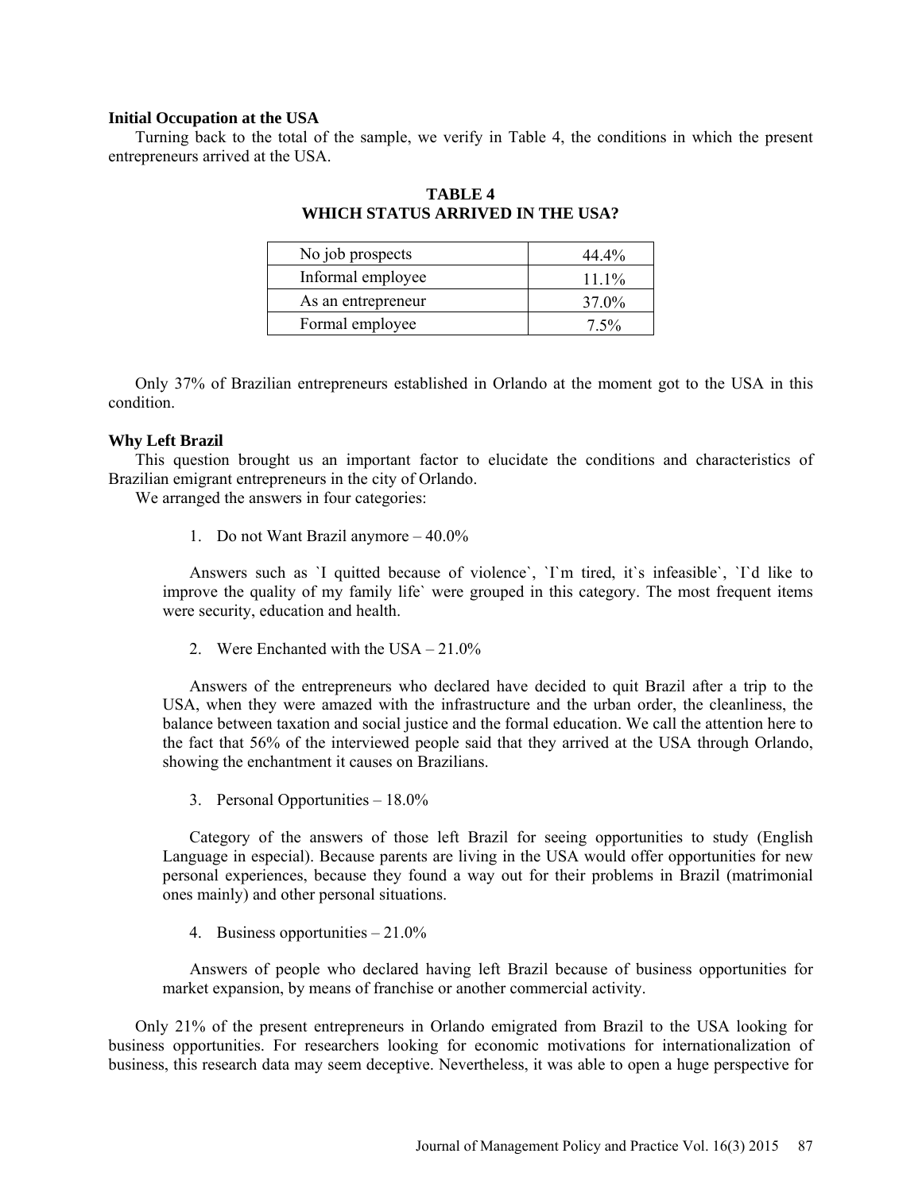### Initial Occupation at the USA

Turning back to the total of the sample, we verify in Table 4, the conditions in which the present entrepreneurs arrived at the USA.

**TABLE 4**
**WHICH STATUS ARRIVED IN THE USA?**

| | |
|---|---|
| No job prospects | 44.4% |
| Informal employee | 11.1% |
| As an entrepreneur | 37.0% |
| Formal employee | 7.5% |

Only 37% of Brazilian entrepreneurs established in Orlando at the moment got to the USA in this condition.

### Why Left Brazil

This question brought us an important factor to elucidate the conditions and characteristics of Brazilian emigrant entrepreneurs in the city of Orlando.

We arranged the answers in four categories:

1. Do not Want Brazil anymore – 40.0%

   Answers such as `I quitted because of violence`, `I`m tired, it`s infeasible`, `I`d like to improve the quality of my family life` were grouped in this category. The most frequent items were security, education and health.

2. Were Enchanted with the USA – 21.0%

   Answers of the entrepreneurs who declared have decided to quit Brazil after a trip to the USA, when they were amazed with the infrastructure and the urban order, the cleanliness, the balance between taxation and social justice and the formal education. We call the attention here to the fact that 56% of the interviewed people said that they arrived at the USA through Orlando, showing the enchantment it causes on Brazilians.

3. Personal Opportunities – 18.0%

   Category of the answers of those left Brazil for seeing opportunities to study (English Language in especial). Because parents are living in the USA would offer opportunities for new personal experiences, because they found a way out for their problems in Brazil (matrimonial ones mainly) and other personal situations.

4. Business opportunities – 21.0%

   Answers of people who declared having left Brazil because of business opportunities for market expansion, by means of franchise or another commercial activity.

Only 21% of the present entrepreneurs in Orlando emigrated from Brazil to the USA looking for business opportunities. For researchers looking for economic motivations for internationalization of business, this research data may seem deceptive. Nevertheless, it was able to open a huge perspective for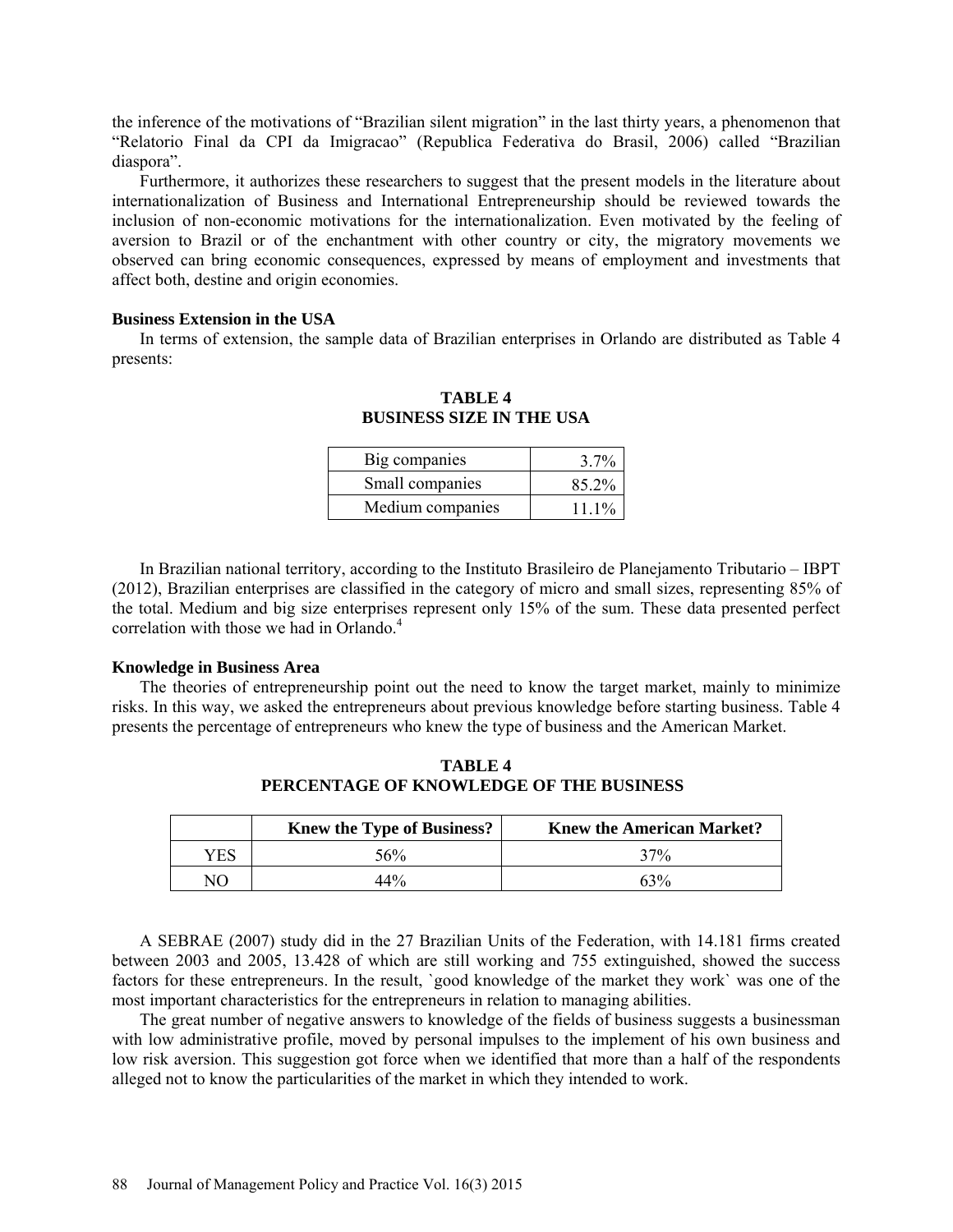the inference of the motivations of "Brazilian silent migration" in the last thirty years, a phenomenon that "Relatorio Final da CPI da Imigracao" (Republica Federativa do Brasil, 2006) called "Brazilian diaspora".

Furthermore, it authorizes these researchers to suggest that the present models in the literature about internationalization of Business and International Entrepreneurship should be reviewed towards the inclusion of non-economic motivations for the internationalization. Even motivated by the feeling of aversion to Brazil or of the enchantment with other country or city, the migratory movements we observed can bring economic consequences, expressed by means of employment and investments that affect both, destine and origin economies.

**Business Extension in the USA**

In terms of extension, the sample data of Brazilian enterprises in Orlando are distributed as Table 4 presents:

**TABLE 4**
**BUSINESS SIZE IN THE USA**

| | |
|---|---|
| Big companies | 3.7% |
| Small companies | 85.2% |
| Medium companies | 11.1% |

In Brazilian national territory, according to the Instituto Brasileiro de Planejamento Tributario – IBPT (2012), Brazilian enterprises are classified in the category of micro and small sizes, representing 85% of the total. Medium and big size enterprises represent only 15% of the sum. These data presented perfect correlation with those we had in Orlando.[4]

**Knowledge in Business Area**

The theories of entrepreneurship point out the need to know the target market, mainly to minimize risks. In this way, we asked the entrepreneurs about previous knowledge before starting business. Table 4 presents the percentage of entrepreneurs who knew the type of business and the American Market.

**TABLE 4**
**PERCENTAGE OF KNOWLEDGE OF THE BUSINESS**

| | Knew the Type of Business? | Knew the American Market? |
|---|---|---|
| YES | 56% | 37% |
| NO | 44% | 63% |

A SEBRAE (2007) study did in the 27 Brazilian Units of the Federation, with 14.181 firms created between 2003 and 2005, 13.428 of which are still working and 755 extinguished, showed the success factors for these entrepreneurs. In the result, `good knowledge of the market they work` was one of the most important characteristics for the entrepreneurs in relation to managing abilities.

The great number of negative answers to knowledge of the fields of business suggests a businessman with low administrative profile, moved by personal impulses to the implement of his own business and low risk aversion. This suggestion got force when we identified that more than a half of the respondents alleged not to know the particularities of the market in which they intended to work.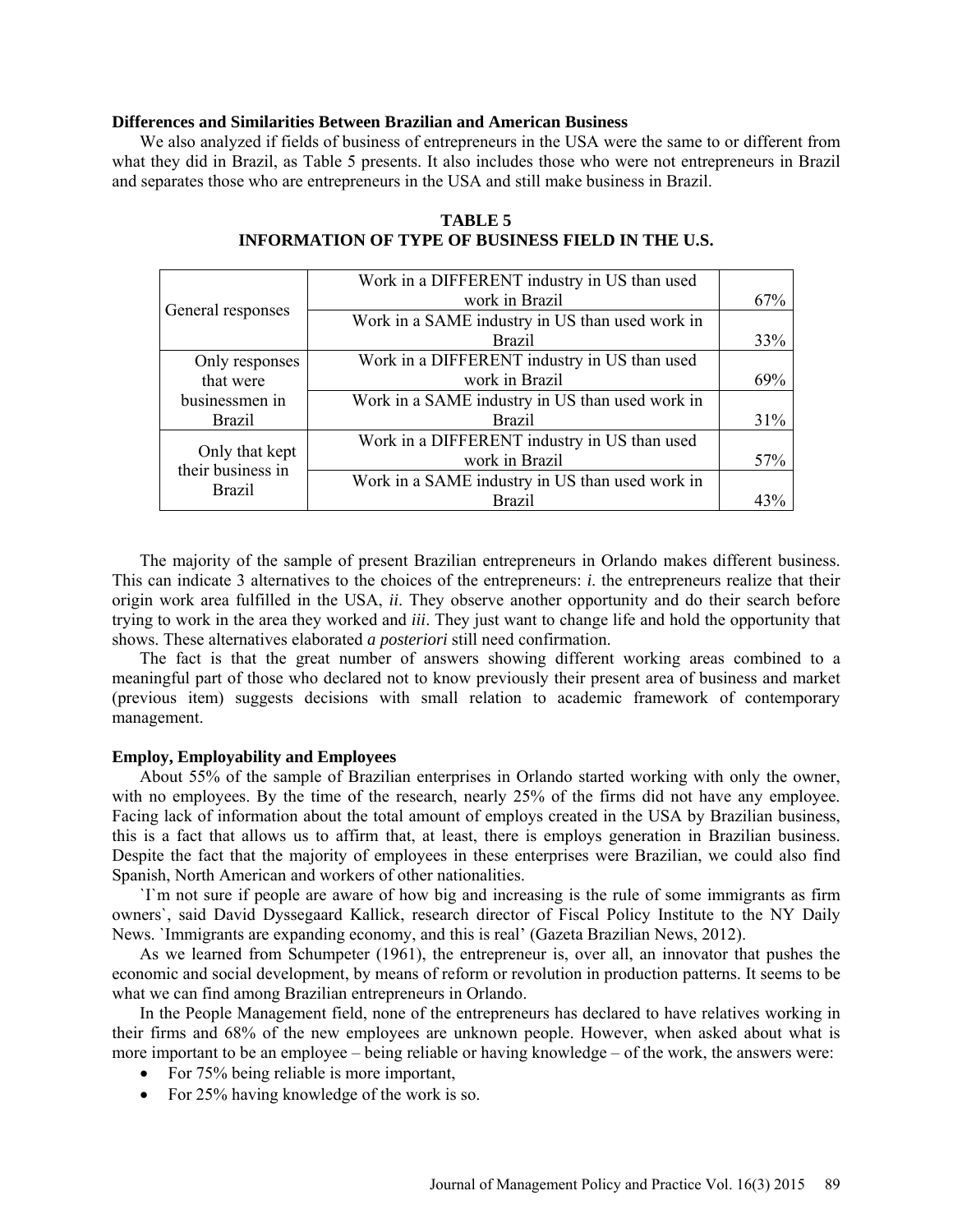**Differences and Similarities Between Brazilian and American Business**

We also analyzed if fields of business of entrepreneurs in the USA were the same to or different from what they did in Brazil, as Table 5 presents. It also includes those who were not entrepreneurs in Brazil and separates those who are entrepreneurs in the USA and still make business in Brazil.

**TABLE 5**
**INFORMATION OF TYPE OF BUSINESS FIELD IN THE U.S.**

| | | |
|---|---|---|
| General responses | Work in a DIFFERENT industry in US than used work in Brazil | 67% |
| | Work in a SAME industry in US than used work in Brazil | 33% |
| Only responses that were businessmen in Brazil | Work in a DIFFERENT industry in US than used work in Brazil | 69% |
| | Work in a SAME industry in US than used work in Brazil | 31% |
| Only that kept their business in Brazil | Work in a DIFFERENT industry in US than used work in Brazil | 57% |
| | Work in a SAME industry in US than used work in Brazil | 43% |

The majority of the sample of present Brazilian entrepreneurs in Orlando makes different business. This can indicate 3 alternatives to the choices of the entrepreneurs: *i*. the entrepreneurs realize that their origin work area fulfilled in the USA, *ii*. They observe another opportunity and do their search before trying to work in the area they worked and *iii*. They just want to change life and hold the opportunity that shows. These alternatives elaborated *a posteriori* still need confirmation.

The fact is that the great number of answers showing different working areas combined to a meaningful part of those who declared not to know previously their present area of business and market (previous item) suggests decisions with small relation to academic framework of contemporary management.

**Employ, Employability and Employees**

About 55% of the sample of Brazilian enterprises in Orlando started working with only the owner, with no employees. By the time of the research, nearly 25% of the firms did not have any employee. Facing lack of information about the total amount of employs created in the USA by Brazilian business, this is a fact that allows us to affirm that, at least, there is employs generation in Brazilian business. Despite the fact that the majority of employees in these enterprises were Brazilian, we could also find Spanish, North American and workers of other nationalities.

`I`m not sure if people are aware of how big and increasing is the rule of some immigrants as firm owners`, said David Dyssegaard Kallick, research director of Fiscal Policy Institute to the NY Daily News. `Immigrants are expanding economy, and this is real' (Gazeta Brazilian News, 2012).

As we learned from Schumpeter (1961), the entrepreneur is, over all, an innovator that pushes the economic and social development, by means of reform or revolution in production patterns. It seems to be what we can find among Brazilian entrepreneurs in Orlando.

In the People Management field, none of the entrepreneurs has declared to have relatives working in their firms and 68% of the new employees are unknown people. However, when asked about what is more important to be an employee – being reliable or having knowledge – of the work, the answers were:

- For 75% being reliable is more important,
- For 25% having knowledge of the work is so.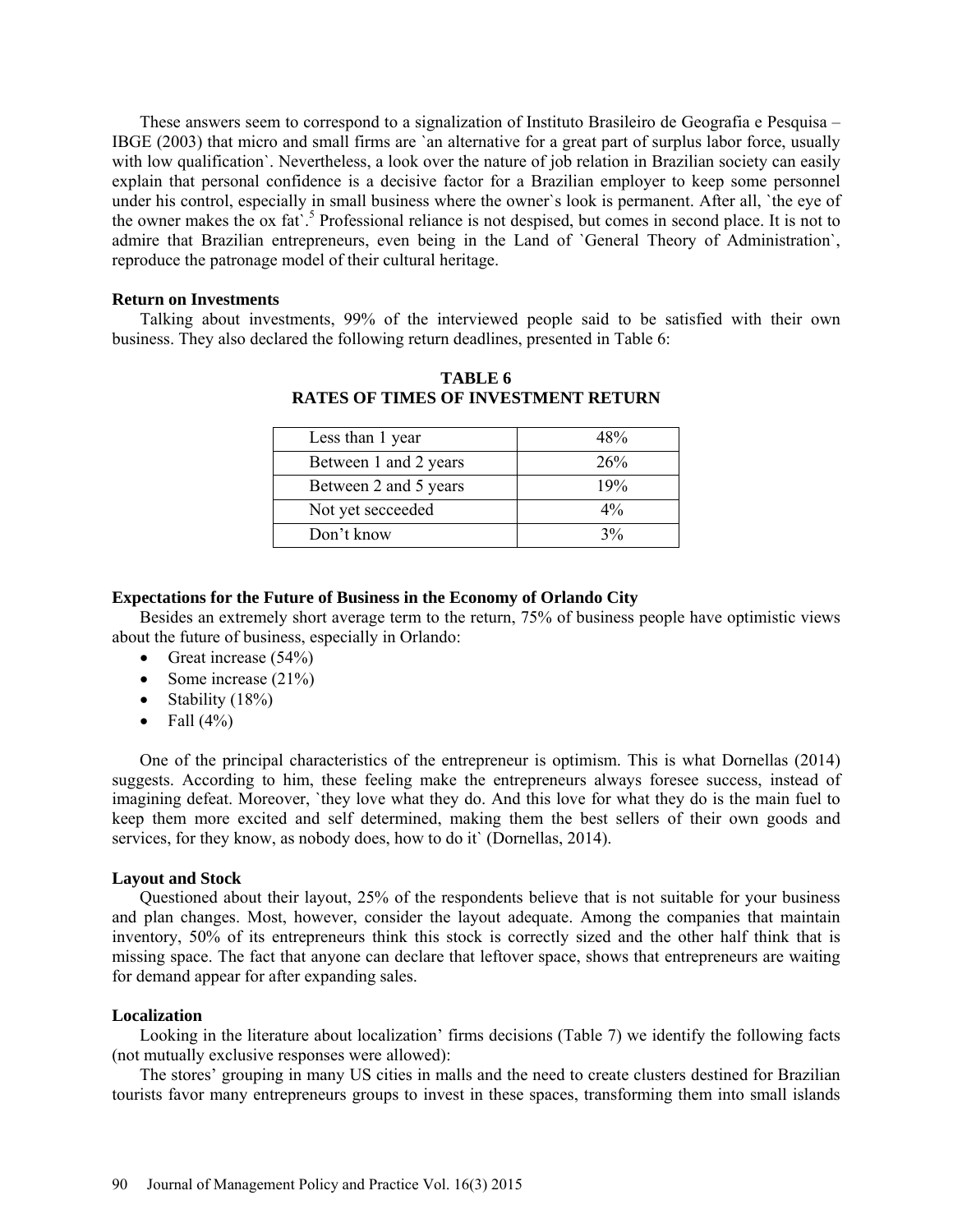These answers seem to correspond to a signalization of Instituto Brasileiro de Geografia e Pesquisa – IBGE (2003) that micro and small firms are `an alternative for a great part of surplus labor force, usually with low qualification`. Nevertheless, a look over the nature of job relation in Brazilian society can easily explain that personal confidence is a decisive factor for a Brazilian employer to keep some personnel under his control, especially in small business where the owner`s look is permanent. After all, `the eye of the owner makes the ox fat`.[5] Professional reliance is not despised, but comes in second place. It is not to admire that Brazilian entrepreneurs, even being in the Land of `General Theory of Administration`, reproduce the patronage model of their cultural heritage.

**Return on Investments**

Talking about investments, 99% of the interviewed people said to be satisfied with their own business. They also declared the following return deadlines, presented in Table 6:

**TABLE 6**
**RATES OF TIMES OF INVESTMENT RETURN**

| | |
|---|---|
| Less than 1 year | 48% |
| Between 1 and 2 years | 26% |
| Between 2 and 5 years | 19% |
| Not yet secceeded | 4% |
| Don’t know | 3% |

**Expectations for the Future of Business in the Economy of Orlando City**

Besides an extremely short average term to the return, 75% of business people have optimistic views about the future of business, especially in Orlando:

- Great increase (54%)
- Some increase (21%)
- Stability (18%)
- Fall (4%)

One of the principal characteristics of the entrepreneur is optimism. This is what Dornellas (2014) suggests. According to him, these feeling make the entrepreneurs always foresee success, instead of imagining defeat. Moreover, `they love what they do. And this love for what they do is the main fuel to keep them more excited and self determined, making them the best sellers of their own goods and services, for they know, as nobody does, how to do it` (Dornellas, 2014).

**Layout and Stock**

Questioned about their layout, 25% of the respondents believe that is not suitable for your business and plan changes. Most, however, consider the layout adequate. Among the companies that maintain inventory, 50% of its entrepreneurs think this stock is correctly sized and the other half think that is missing space. The fact that anyone can declare that leftover space, shows that entrepreneurs are waiting for demand appear for after expanding sales.

**Localization**

Looking in the literature about localization’ firms decisions (Table 7) we identify the following facts (not mutually exclusive responses were allowed):

The stores’ grouping in many US cities in malls and the need to create clusters destined for Brazilian tourists favor many entrepreneurs groups to invest in these spaces, transforming them into small islands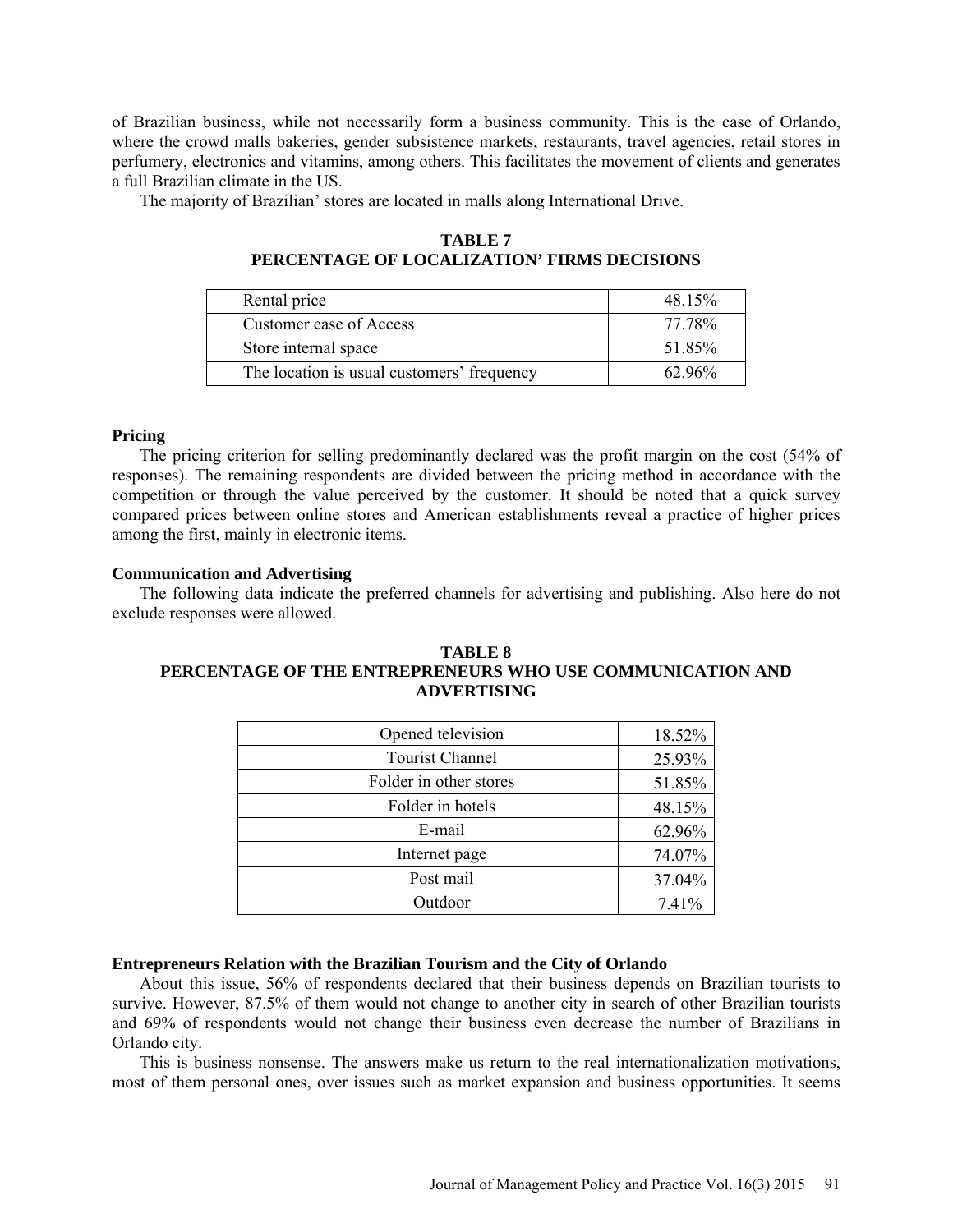of Brazilian business, while not necessarily form a business community. This is the case of Orlando, where the crowd malls bakeries, gender subsistence markets, restaurants, travel agencies, retail stores in perfumery, electronics and vitamins, among others. This facilitates the movement of clients and generates a full Brazilian climate in the US.

The majority of Brazilian' stores are located in malls along International Drive.

**TABLE 7**
**PERCENTAGE OF LOCALIZATION' FIRMS DECISIONS**

| | |
|---|---|
| Rental price | 48.15% |
| Customer ease of Access | 77.78% |
| Store internal space | 51.85% |
| The location is usual customers' frequency | 62.96% |

### Pricing

The pricing criterion for selling predominantly declared was the profit margin on the cost (54% of responses). The remaining respondents are divided between the pricing method in accordance with the competition or through the value perceived by the customer. It should be noted that a quick survey compared prices between online stores and American establishments reveal a practice of higher prices among the first, mainly in electronic items.

### Communication and Advertising

The following data indicate the preferred channels for advertising and publishing. Also here do not exclude responses were allowed.

**TABLE 8**
**PERCENTAGE OF THE ENTREPRENEURS WHO USE COMMUNICATION AND ADVERTISING**

| | |
|---|---|
| Opened television | 18.52% |
| Tourist Channel | 25.93% |
| Folder in other stores | 51.85% |
| Folder in hotels | 48.15% |
| E-mail | 62.96% |
| Internet page | 74.07% |
| Post mail | 37.04% |
| Outdoor | 7.41% |

### Entrepreneurs Relation with the Brazilian Tourism and the City of Orlando

About this issue, 56% of respondents declared that their business depends on Brazilian tourists to survive. However, 87.5% of them would not change to another city in search of other Brazilian tourists and 69% of respondents would not change their business even decrease the number of Brazilians in Orlando city.

This is business nonsense. The answers make us return to the real internationalization motivations, most of them personal ones, over issues such as market expansion and business opportunities. It seems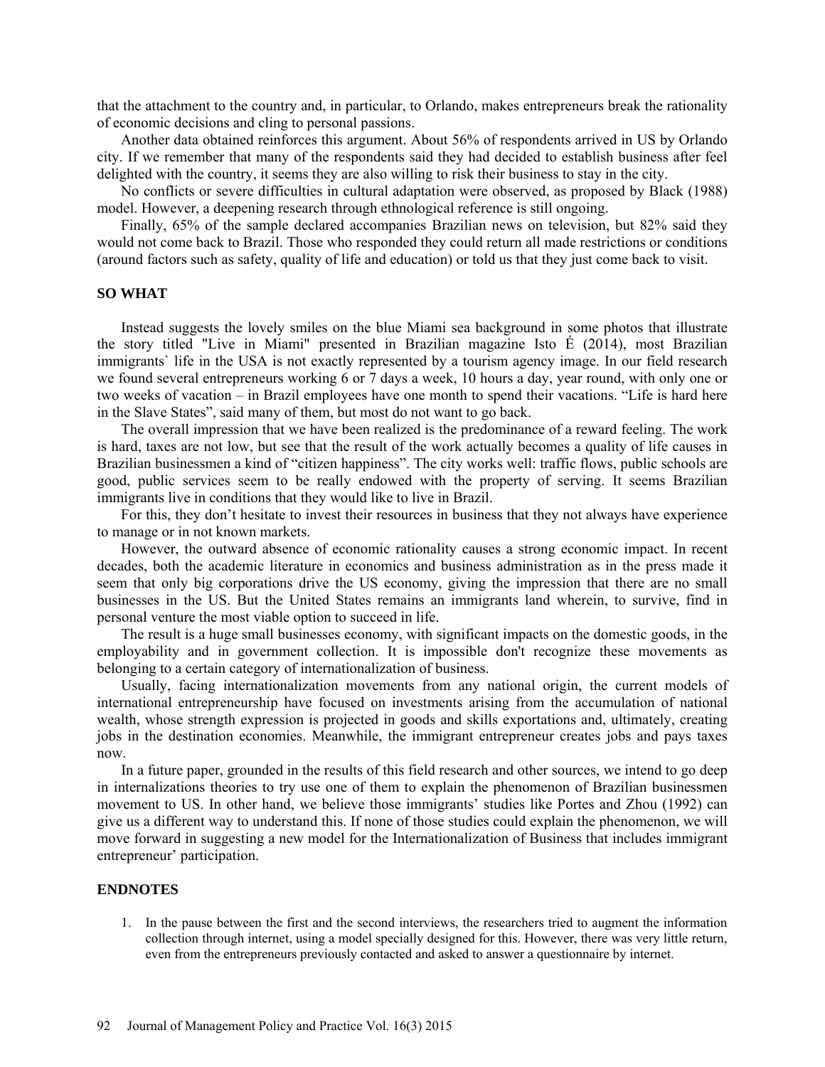that the attachment to the country and, in particular, to Orlando, makes entrepreneurs break the rationality of economic decisions and cling to personal passions.

Another data obtained reinforces this argument. About 56% of respondents arrived in US by Orlando city. If we remember that many of the respondents said they had decided to establish business after feel delighted with the country, it seems they are also willing to risk their business to stay in the city.

No conflicts or severe difficulties in cultural adaptation were observed, as proposed by Black (1988) model. However, a deepening research through ethnological reference is still ongoing.

Finally, 65% of the sample declared accompanies Brazilian news on television, but 82% said they would not come back to Brazil. Those who responded they could return all made restrictions or conditions (around factors such as safety, quality of life and education) or told us that they just come back to visit.

## SO WHAT

Instead suggests the lovely smiles on the blue Miami sea background in some photos that illustrate the story titled "Live in Miami" presented in Brazilian magazine Isto É (2014), most Brazilian immigrants` life in the USA is not exactly represented by a tourism agency image. In our field research we found several entrepreneurs working 6 or 7 days a week, 10 hours a day, year round, with only one or two weeks of vacation – in Brazil employees have one month to spend their vacations. "Life is hard here in the Slave States", said many of them, but most do not want to go back.

The overall impression that we have been realized is the predominance of a reward feeling. The work is hard, taxes are not low, but see that the result of the work actually becomes a quality of life causes in Brazilian businessmen a kind of "citizen happiness". The city works well: traffic flows, public schools are good, public services seem to be really endowed with the property of serving. It seems Brazilian immigrants live in conditions that they would like to live in Brazil.

For this, they don't hesitate to invest their resources in business that they not always have experience to manage or in not known markets.

However, the outward absence of economic rationality causes a strong economic impact. In recent decades, both the academic literature in economics and business administration as in the press made it seem that only big corporations drive the US economy, giving the impression that there are no small businesses in the US. But the United States remains an immigrants land wherein, to survive, find in personal venture the most viable option to succeed in life.

The result is a huge small businesses economy, with significant impacts on the domestic goods, in the employability and in government collection. It is impossible don't recognize these movements as belonging to a certain category of internationalization of business.

Usually, facing internationalization movements from any national origin, the current models of international entrepreneurship have focused on investments arising from the accumulation of national wealth, whose strength expression is projected in goods and skills exportations and, ultimately, creating jobs in the destination economies. Meanwhile, the immigrant entrepreneur creates jobs and pays taxes now.

In a future paper, grounded in the results of this field research and other sources, we intend to go deep in internalizations theories to try use one of them to explain the phenomenon of Brazilian businessmen movement to US. In other hand, we believe those immigrants' studies like Portes and Zhou (1992) can give us a different way to understand this. If none of those studies could explain the phenomenon, we will move forward in suggesting a new model for the Internationalization of Business that includes immigrant entrepreneur' participation.

## ENDNOTES

1. In the pause between the first and the second interviews, the researchers tried to augment the information collection through internet, using a model specially designed for this. However, there was very little return, even from the entrepreneurs previously contacted and asked to answer a questionnaire by internet.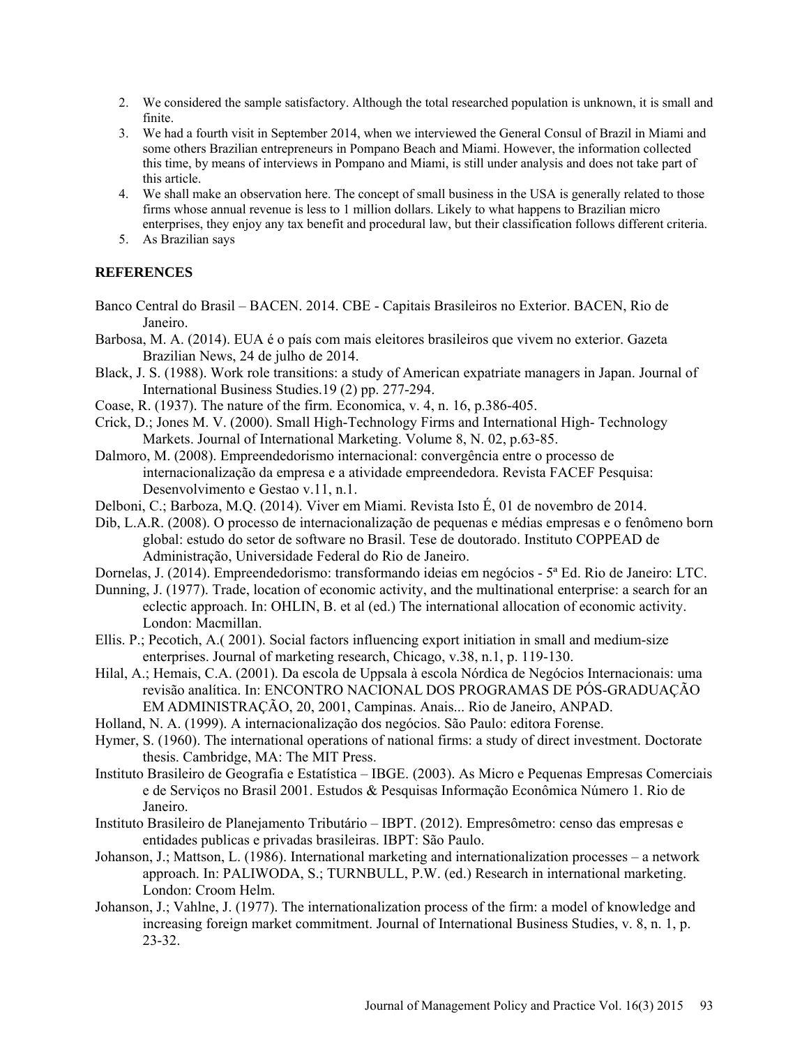2. We considered the sample satisfactory. Although the total researched population is unknown, it is small and finite.
3. We had a fourth visit in September 2014, when we interviewed the General Consul of Brazil in Miami and some others Brazilian entrepreneurs in Pompano Beach and Miami. However, the information collected this time, by means of interviews in Pompano and Miami, is still under analysis and does not take part of this article.
4. We shall make an observation here. The concept of small business in the USA is generally related to those firms whose annual revenue is less to 1 million dollars. Likely to what happens to Brazilian micro enterprises, they enjoy any tax benefit and procedural law, but their classification follows different criteria.
5. As Brazilian says

## REFERENCES

Banco Central do Brasil – BACEN. 2014. CBE - Capitais Brasileiros no Exterior. BACEN, Rio de Janeiro.

Barbosa, M. A. (2014). EUA é o país com mais eleitores brasileiros que vivem no exterior. Gazeta Brazilian News, 24 de julho de 2014.

Black, J. S. (1988). Work role transitions: a study of American expatriate managers in Japan. Journal of International Business Studies.19 (2) pp. 277-294.

Coase, R. (1937). The nature of the firm. Economica, v. 4, n. 16, p.386-405.

Crick, D.; Jones M. V. (2000). Small High-Technology Firms and International High- Technology Markets. Journal of International Marketing. Volume 8, N. 02, p.63-85.

Dalmoro, M. (2008). Empreendedorismo internacional: convergência entre o processo de internacionalização da empresa e a atividade empreendedora. Revista FACEF Pesquisa: Desenvolvimento e Gestao v.11, n.1.

Delboni, C.; Barboza, M.Q. (2014). Viver em Miami. Revista Isto É, 01 de novembro de 2014.

Dib, L.A.R. (2008). O processo de internacionalização de pequenas e médias empresas e o fenômeno born global: estudo do setor de software no Brasil. Tese de doutorado. Instituto COPPEAD de Administração, Universidade Federal do Rio de Janeiro.

Dornelas, J. (2014). Empreendedorismo: transformando ideias em negócios - 5ª Ed. Rio de Janeiro: LTC.

Dunning, J. (1977). Trade, location of economic activity, and the multinational enterprise: a search for an eclectic approach. In: OHLIN, B. et al (ed.) The international allocation of economic activity. London: Macmillan.

Ellis. P.; Pecotich, A.( 2001). Social factors influencing export initiation in small and medium-size enterprises. Journal of marketing research, Chicago, v.38, n.1, p. 119-130.

Hilal, A.; Hemais, C.A. (2001). Da escola de Uppsala à escola Nórdica de Negócios Internacionais: uma revisão analítica. In: ENCONTRO NACIONAL DOS PROGRAMAS DE PÓS-GRADUAÇÃO EM ADMINISTRAÇÃO, 20, 2001, Campinas. Anais... Rio de Janeiro, ANPAD.

Holland, N. A. (1999). A internacionalização dos negócios. São Paulo: editora Forense.

Hymer, S. (1960). The international operations of national firms: a study of direct investment. Doctorate thesis. Cambridge, MA: The MIT Press.

Instituto Brasileiro de Geografia e Estatística – IBGE. (2003). As Micro e Pequenas Empresas Comerciais e de Serviços no Brasil 2001. Estudos & Pesquisas Informação Econômica Número 1. Rio de Janeiro.

Instituto Brasileiro de Planejamento Tributário – IBPT. (2012). Empresômetro: censo das empresas e entidades publicas e privadas brasileiras. IBPT: São Paulo.

Johanson, J.; Mattson, L. (1986). International marketing and internationalization processes – a network approach. In: PALIWODA, S.; TURNBULL, P.W. (ed.) Research in international marketing. London: Croom Helm.

Johanson, J.; Vahlne, J. (1977). The internationalization process of the firm: a model of knowledge and increasing foreign market commitment. Journal of International Business Studies, v. 8, n. 1, p. 23-32.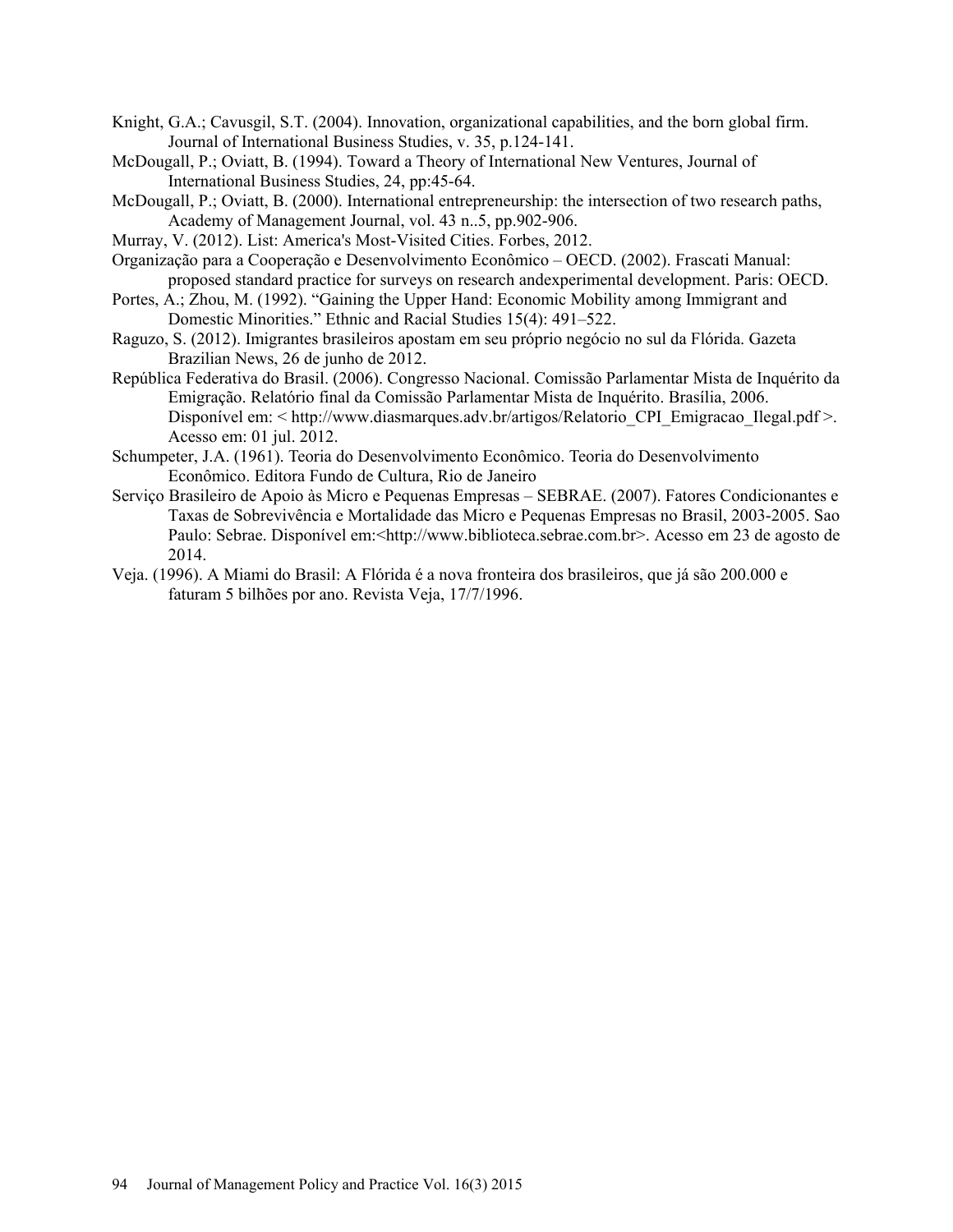Knight, G.A.; Cavusgil, S.T. (2004). Innovation, organizational capabilities, and the born global firm. Journal of International Business Studies, v. 35, p.124-141.

McDougall, P.; Oviatt, B. (1994). Toward a Theory of International New Ventures, Journal of International Business Studies, 24, pp:45-64.

McDougall, P.; Oviatt, B. (2000). International entrepreneurship: the intersection of two research paths, Academy of Management Journal, vol. 43 n..5, pp.902-906.

Murray, V. (2012). List: America's Most-Visited Cities. Forbes, 2012.

Organização para a Cooperação e Desenvolvimento Econômico – OECD. (2002). Frascati Manual: proposed standard practice for surveys on research andexperimental development. Paris: OECD.

Portes, A.; Zhou, M. (1992). "Gaining the Upper Hand: Economic Mobility among Immigrant and Domestic Minorities." Ethnic and Racial Studies 15(4): 491–522.

Raguzo, S. (2012). Imigrantes brasileiros apostam em seu próprio negócio no sul da Flórida. Gazeta Brazilian News, 26 de junho de 2012.

República Federativa do Brasil. (2006). Congresso Nacional. Comissão Parlamentar Mista de Inquérito da Emigração. Relatório final da Comissão Parlamentar Mista de Inquérito. Brasília, 2006. Disponível em: < http://www.diasmarques.adv.br/artigos/Relatorio_CPI_Emigracao_Ilegal.pdf >. Acesso em: 01 jul. 2012.

Schumpeter, J.A. (1961). Teoria do Desenvolvimento Econômico. Teoria do Desenvolvimento Econômico. Editora Fundo de Cultura, Rio de Janeiro

Serviço Brasileiro de Apoio às Micro e Pequenas Empresas – SEBRAE. (2007). Fatores Condicionantes e Taxas de Sobrevivência e Mortalidade das Micro e Pequenas Empresas no Brasil, 2003-2005. Sao Paulo: Sebrae. Disponível em:<http://www.biblioteca.sebrae.com.br>. Acesso em 23 de agosto de 2014.

Veja. (1996). A Miami do Brasil: A Flórida é a nova fronteira dos brasileiros, que já são 200.000 e faturam 5 bilhões por ano. Revista Veja, 17/7/1996.